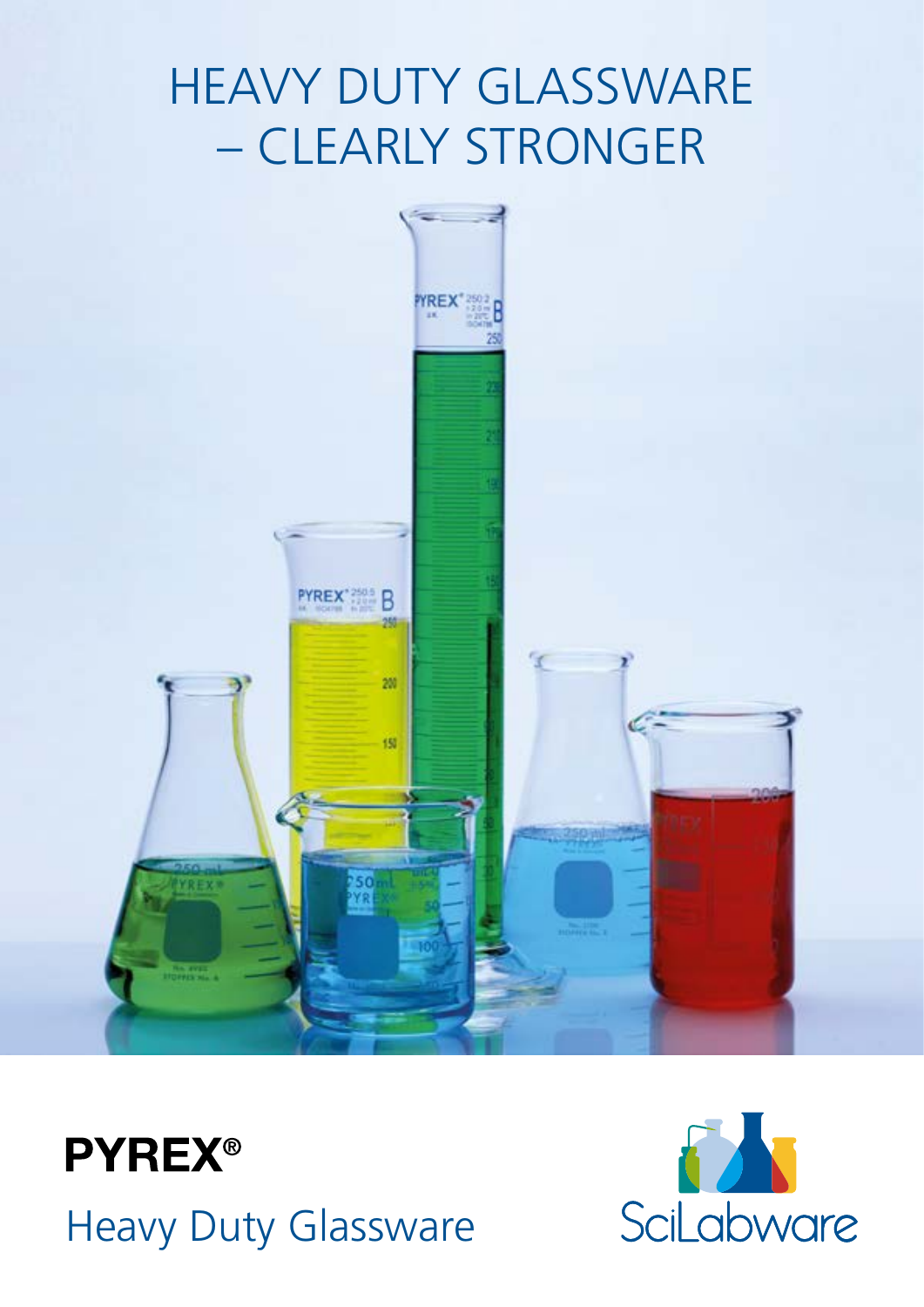# HEAVY DUTY GLASSWARE – CLEARLY STRONGER

**PYREX®**

Heavy Duty Glassware

SciLabware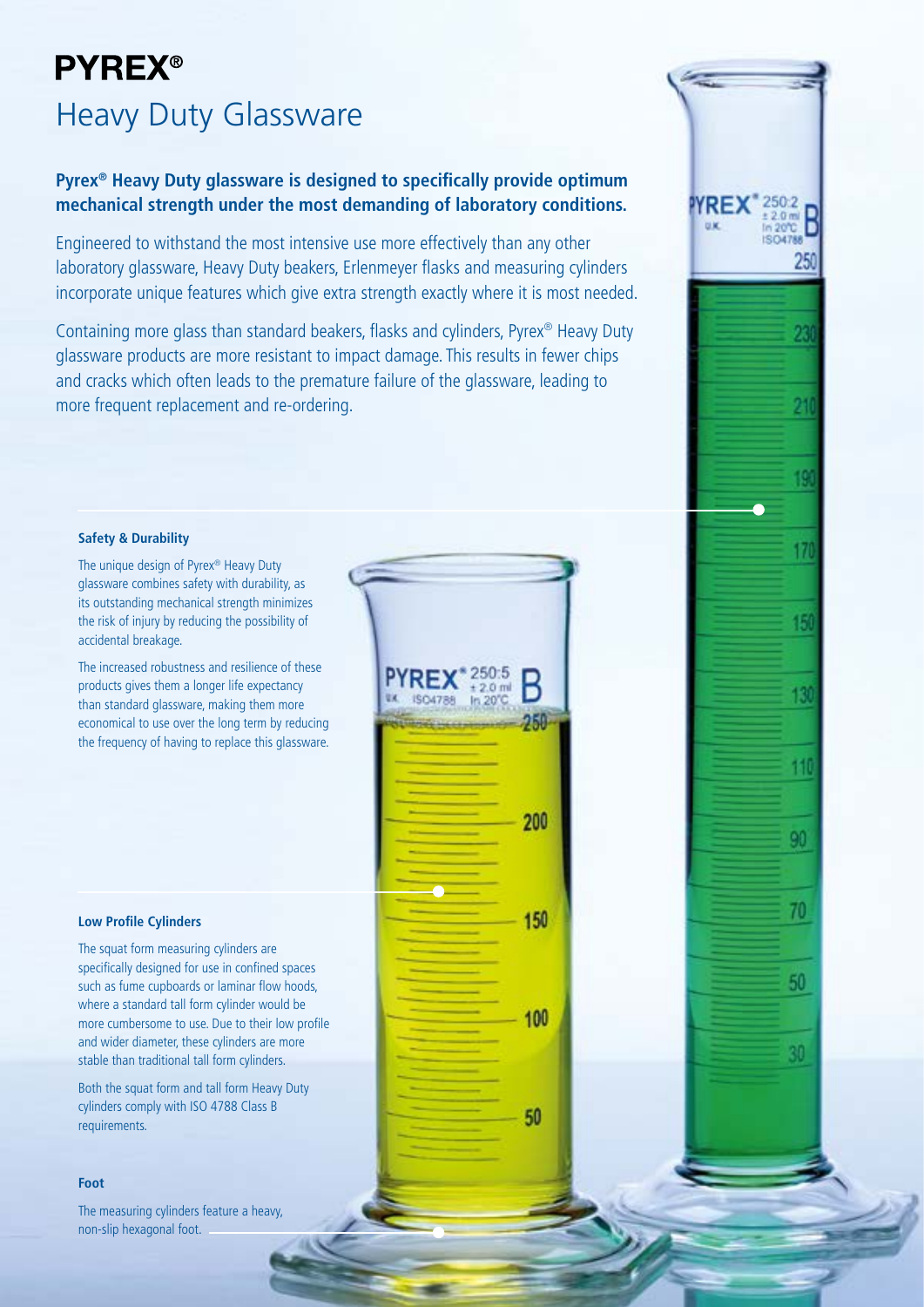# PYREX®

## Heavy Duty Glassware

**Pyrex® Heavy Duty glassware is designed to specifically provide optimum mechanical strength under the most demanding of laboratory conditions.**

Engineered to withstand the most intensive use more effectively than any other laboratory glassware, Heavy Duty beakers, Erlenmeyer flasks and measuring cylinders incorporate unique features which give extra strength exactly where it is most needed.

Containing more glass than standard beakers, flasks and cylinders, Pyrex® Heavy Duty glassware products are more resistant to impact damage. This results in fewer chips and cracks which often leads to the premature failure of the glassware, leading to more frequent replacement and re-ordering.

### Safety & Durability

The unique design of Pyrex® Heavy Duty glassware combines safety with durability, as its outstanding mechanical strength minimizes the risk of injury by reducing the possibility of accidental breakage.

The increased robustness and resilience of these products gives them a longer life expectancy than standard glassware, making them more economical to use over the long term by reducing the frequency of having to replace this glassware.

### Low Profile Cylinders

The squat form measuring cylinders are specifically designed for use in confined spaces such as fume cupboards or laminar flow hoods, where a standard tall form cylinder would be more cumbersome to use. Due to their low profile and wider diameter, these cylinders are more stable than traditional tall form cylinders.

Both the squat form and tall form Heavy Duty cylinders comply with ISO 4788 Class B requirements.

### Foot

The measuring cylinders feature a heavy, non-slip hexagonal foot.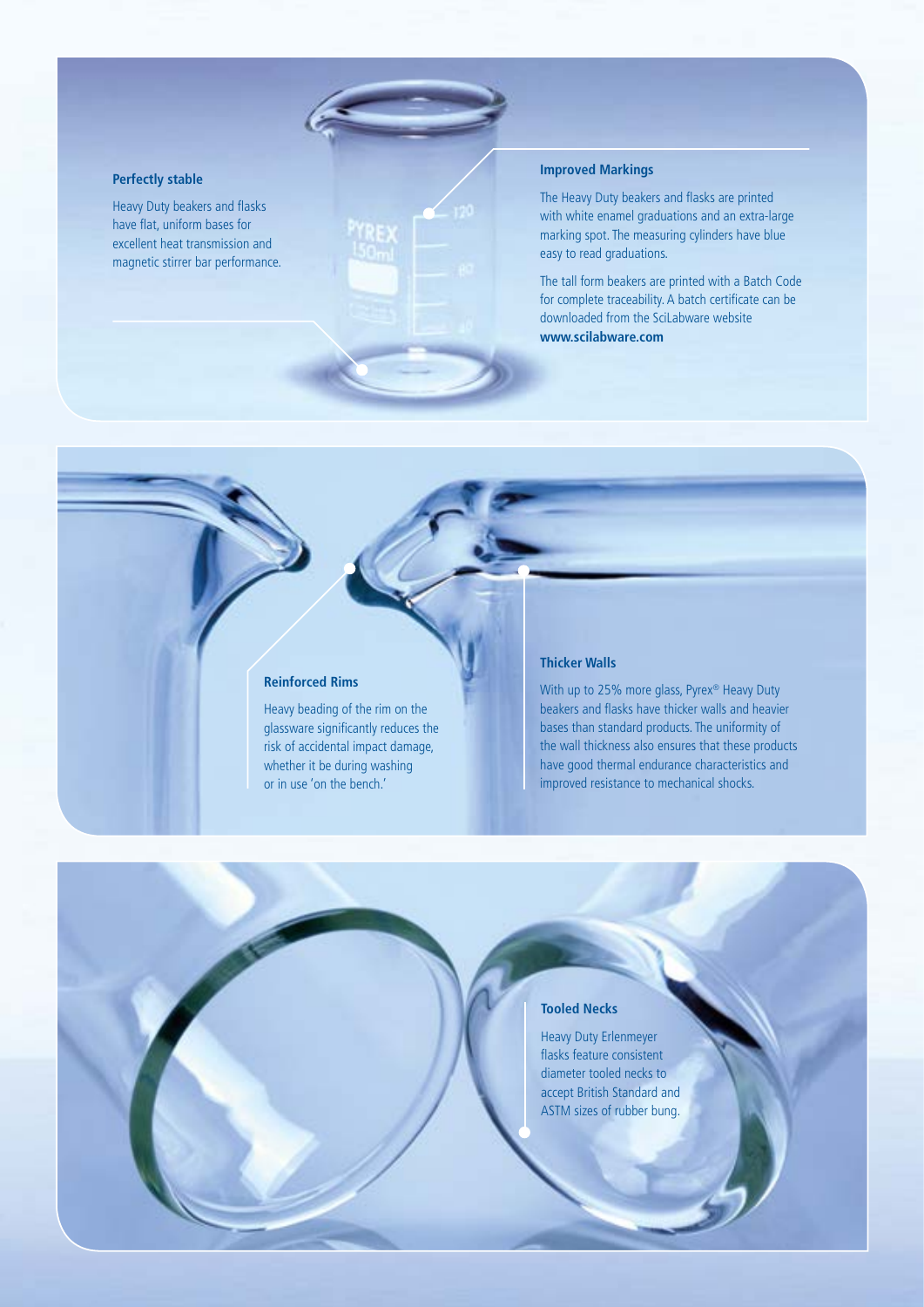### Perfectly stable

Heavy Duty beakers and flasks have flat, uniform bases for excellent heat transmission and magnetic stirrer bar performance.

### Improved Markings

The Heavy Duty beakers and flasks are printed with white enamel graduations and an extra-large marking spot. The measuring cylinders have blue easy to read graduations.

The tall form beakers are printed with a Batch Code for complete traceability. A batch certificate can be downloaded from the SciLabware website **www.scilabware.com**

### Reinforced Rims

Heavy beading of the rim on the glassware significantly reduces the risk of accidental impact damage, whether it be during washing or in use 'on the bench.'

### Thicker Walls

With up to 25% more glass, Pyrex® Heavy Duty beakers and flasks have thicker walls and heavier bases than standard products. The uniformity of the wall thickness also ensures that these products have good thermal endurance characteristics and improved resistance to mechanical shocks.

### Tooled Necks

Heavy Duty Erlenmeyer flasks feature consistent diameter tooled necks to accept British Standard and ASTM sizes of rubber bung.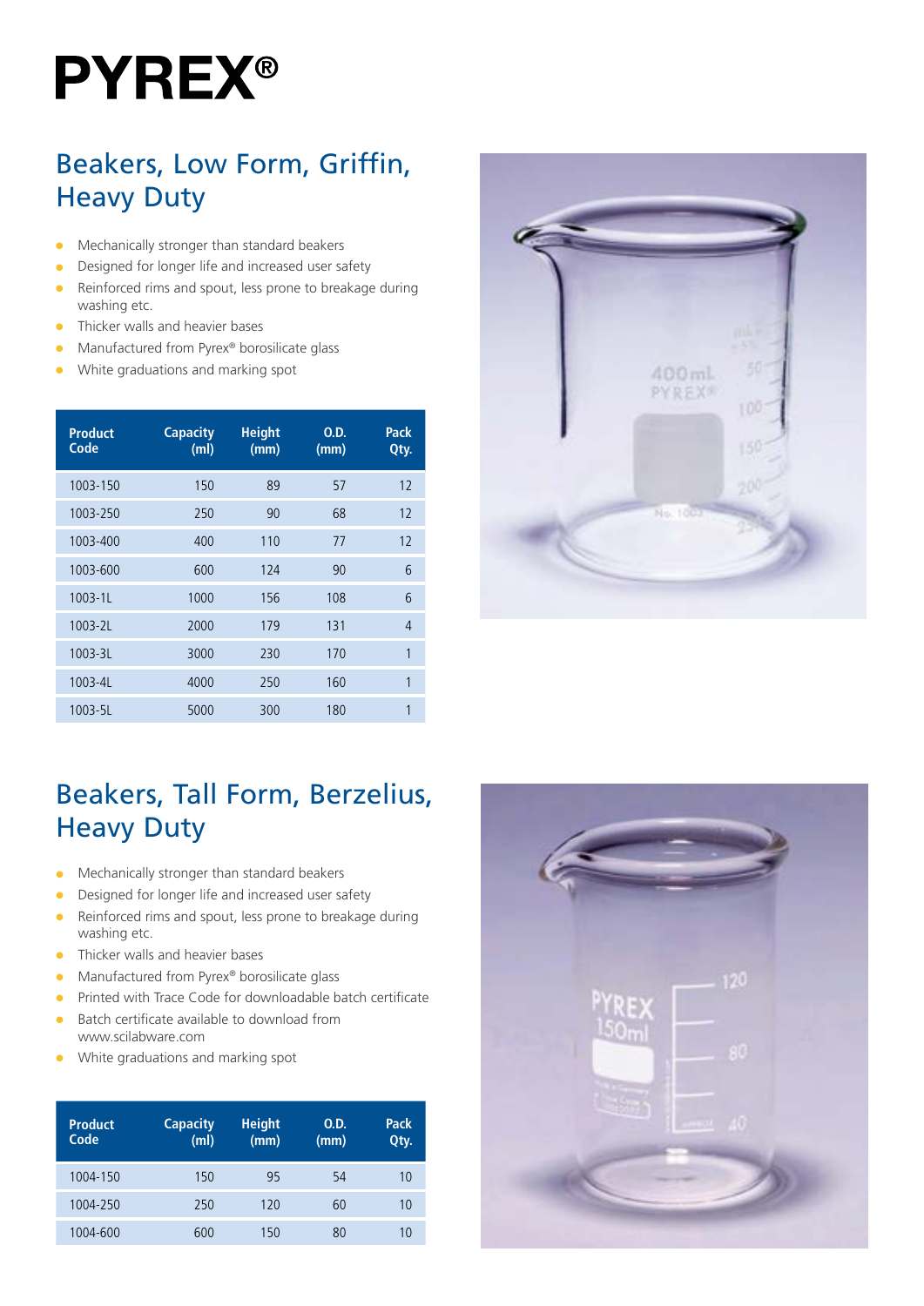# PYREX®

## Beakers, Low Form, Griffin, Heavy Duty

- Mechanically stronger than standard beakers
- Designed for longer life and increased user safety
- Reinforced rims and spout, less prone to breakage during washing etc.
- Thicker walls and heavier bases
- Manufactured from Pyrex® borosilicate glass
- White graduations and marking spot

| Product Code | Capacity (ml) | Height (mm) | O.D. (mm) | Pack Qty. |
|---|---|---|---|---|
| 1003-150 | 150 | 89 | 57 | 12 |
| 1003-250 | 250 | 90 | 68 | 12 |
| 1003-400 | 400 | 110 | 77 | 12 |
| 1003-600 | 600 | 124 | 90 | 6 |
| 1003-1L | 1000 | 156 | 108 | 6 |
| 1003-2L | 2000 | 179 | 131 | 4 |
| 1003-3L | 3000 | 230 | 170 | 1 |
| 1003-4L | 4000 | 250 | 160 | 1 |
| 1003-5L | 5000 | 300 | 180 | 1 |

## Beakers, Tall Form, Berzelius, Heavy Duty

- Mechanically stronger than standard beakers
- Designed for longer life and increased user safety
- Reinforced rims and spout, less prone to breakage during washing etc.
- Thicker walls and heavier bases
- Manufactured from Pyrex® borosilicate glass
- Printed with Trace Code for downloadable batch certificate
- Batch certificate available to download from www.scilabware.com
- White graduations and marking spot

| Product Code | Capacity (ml) | Height (mm) | O.D. (mm) | Pack Qty. |
|---|---|---|---|---|
| 1004-150 | 150 | 95 | 54 | 10 |
| 1004-250 | 250 | 120 | 60 | 10 |
| 1004-600 | 600 | 150 | 80 | 10 |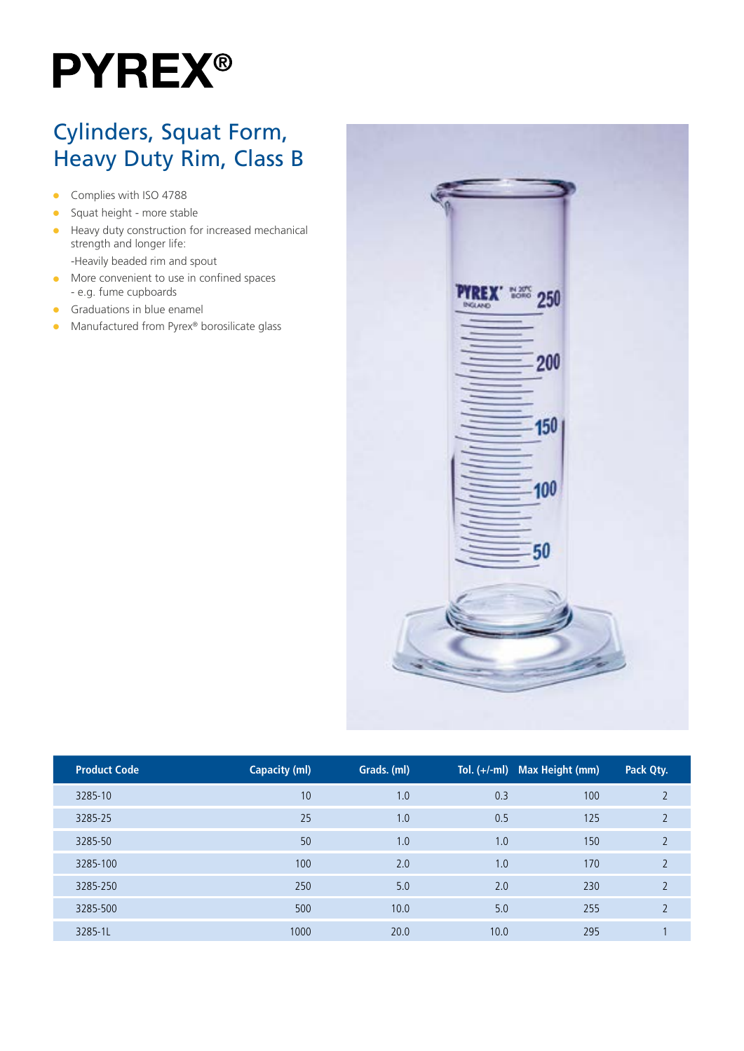# PYREX®

## Cylinders, Squat Form, Heavy Duty Rim, Class B

- Complies with ISO 4788
- Squat height - more stable
- Heavy duty construction for increased mechanical strength and longer life:
  -Heavily beaded rim and spout
- More convenient to use in confined spaces - e.g. fume cupboards
- Graduations in blue enamel
- Manufactured from Pyrex® borosilicate glass

| Product Code | Capacity (ml) | Grads. (ml) | Tol. (+/-ml) | Max Height (mm) | Pack Qty. |
|---|---|---|---|---|---|
| 3285-10 | 10 | 1.0 | 0.3 | 100 | 2 |
| 3285-25 | 25 | 1.0 | 0.5 | 125 | 2 |
| 3285-50 | 50 | 1.0 | 1.0 | 150 | 2 |
| 3285-100 | 100 | 2.0 | 1.0 | 170 | 2 |
| 3285-250 | 250 | 5.0 | 2.0 | 230 | 2 |
| 3285-500 | 500 | 10.0 | 5.0 | 255 | 2 |
| 3285-1L | 1000 | 20.0 | 10.0 | 295 | 1 |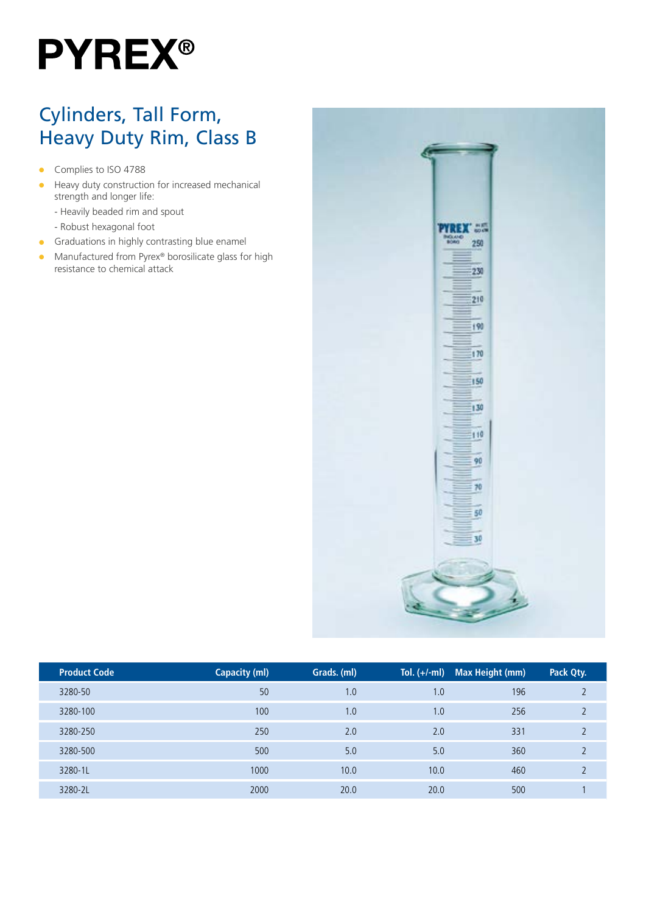# PYREX®

## Cylinders, Tall Form, Heavy Duty Rim, Class B

- Complies to ISO 4788
- Heavy duty construction for increased mechanical strength and longer life:
  - Heavily beaded rim and spout
  - Robust hexagonal foot
- Graduations in highly contrasting blue enamel
- Manufactured from Pyrex® borosilicate glass for high resistance to chemical attack

| Product Code | Capacity (ml) | Grads. (ml) | Tol. (+/-ml) | Max Height (mm) | Pack Qty. |
|---|---|---|---|---|---|
| 3280-50 | 50 | 1.0 | 1.0 | 196 | 2 |
| 3280-100 | 100 | 1.0 | 1.0 | 256 | 2 |
| 3280-250 | 250 | 2.0 | 2.0 | 331 | 2 |
| 3280-500 | 500 | 5.0 | 5.0 | 360 | 2 |
| 3280-1L | 1000 | 10.0 | 10.0 | 460 | 2 |
| 3280-2L | 2000 | 20.0 | 20.0 | 500 | 1 |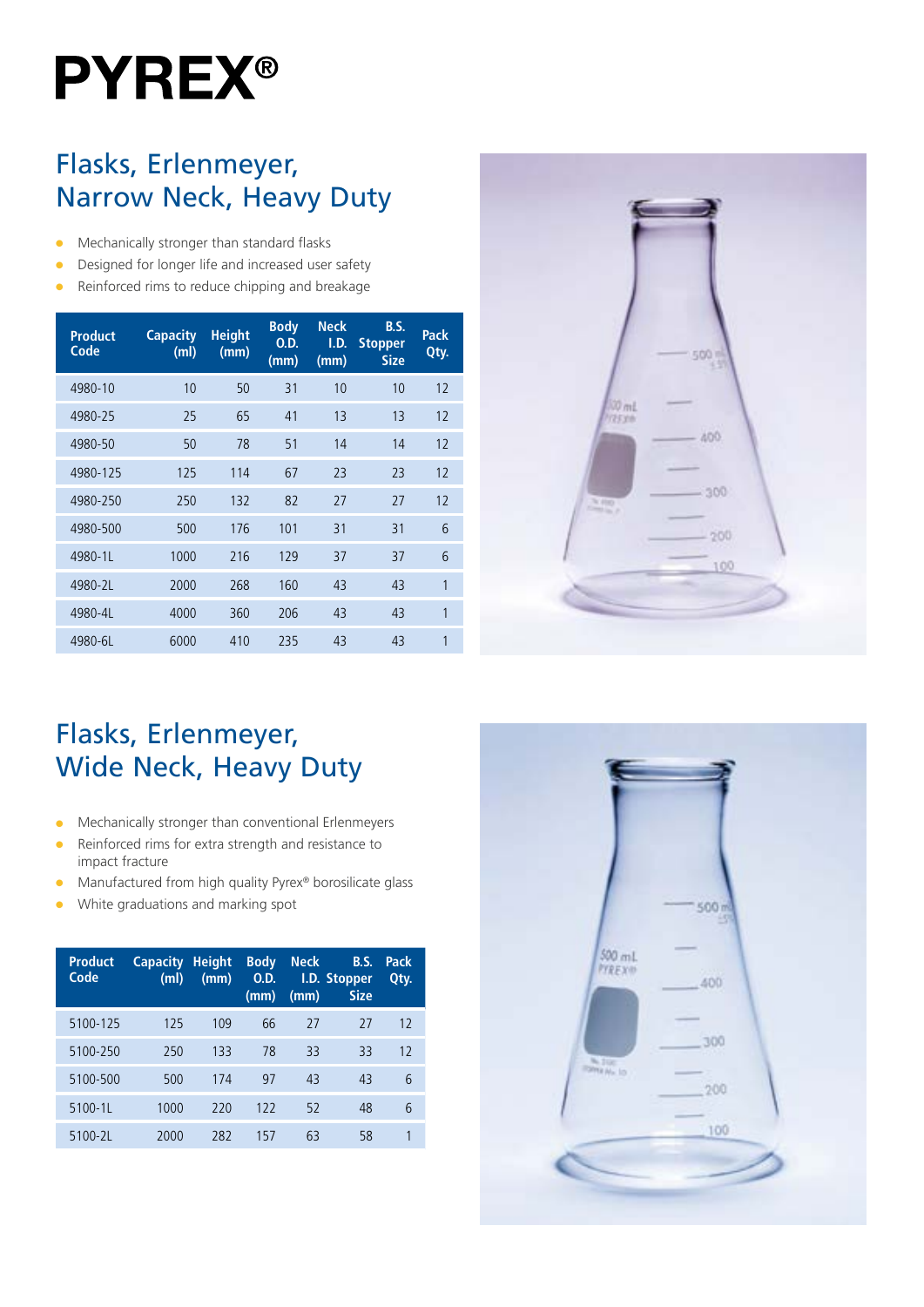# PYREX®

## Flasks, Erlenmeyer, Narrow Neck, Heavy Duty

- Mechanically stronger than standard flasks
- Designed for longer life and increased user safety
- Reinforced rims to reduce chipping and breakage

| Product Code | Capacity (ml) | Height (mm) | Body O.D. (mm) | Neck I.D. (mm) | B.S. Stopper Size | Pack Qty. |
|---|---|---|---|---|---|---|
| 4980-10 | 10 | 50 | 31 | 10 | 10 | 12 |
| 4980-25 | 25 | 65 | 41 | 13 | 13 | 12 |
| 4980-50 | 50 | 78 | 51 | 14 | 14 | 12 |
| 4980-125 | 125 | 114 | 67 | 23 | 23 | 12 |
| 4980-250 | 250 | 132 | 82 | 27 | 27 | 12 |
| 4980-500 | 500 | 176 | 101 | 31 | 31 | 6 |
| 4980-1L | 1000 | 216 | 129 | 37 | 37 | 6 |
| 4980-2L | 2000 | 268 | 160 | 43 | 43 | 1 |
| 4980-4L | 4000 | 360 | 206 | 43 | 43 | 1 |
| 4980-6L | 6000 | 410 | 235 | 43 | 43 | 1 |

## Flasks, Erlenmeyer, Wide Neck, Heavy Duty

- Mechanically stronger than conventional Erlenmeyers
- Reinforced rims for extra strength and resistance to impact fracture
- Manufactured from high quality Pyrex® borosilicate glass
- White graduations and marking spot

| Product Code | Capacity (ml) | Height (mm) | Body O.D. (mm) | Neck I.D. (mm) | B.S. Stopper Size | Pack Qty. |
|---|---|---|---|---|---|---|
| 5100-125 | 125 | 109 | 66 | 27 | 27 | 12 |
| 5100-250 | 250 | 133 | 78 | 33 | 33 | 12 |
| 5100-500 | 500 | 174 | 97 | 43 | 43 | 6 |
| 5100-1L | 1000 | 220 | 122 | 52 | 48 | 6 |
| 5100-2L | 2000 | 282 | 157 | 63 | 58 | 1 |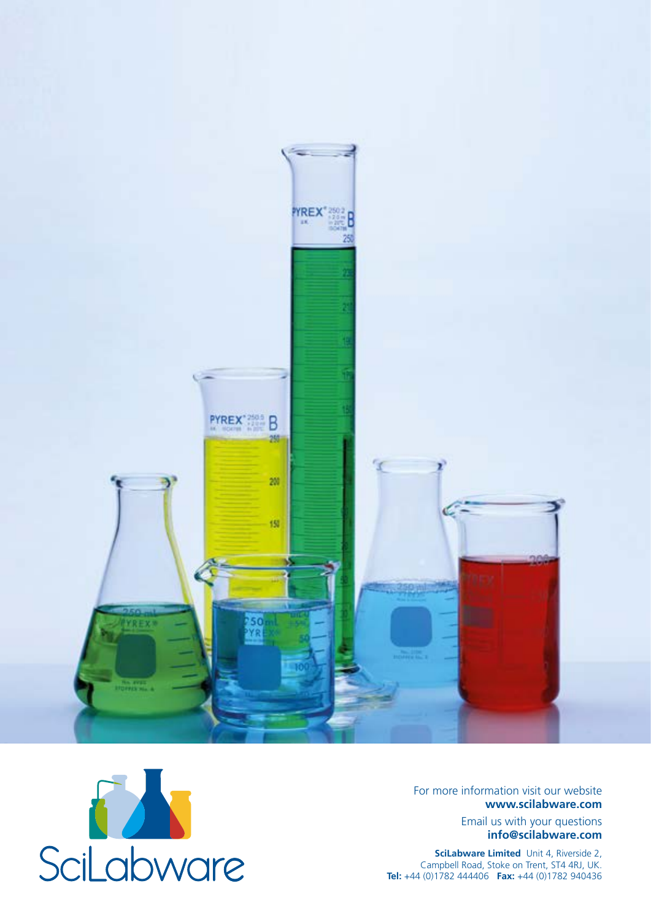SciLabware

For more information visit our website
**www.scilabware.com**

Email us with your questions
**info@scilabware.com**

**SciLabware Limited** Unit 4, Riverside 2, Campbell Road, Stoke on Trent, ST4 4RJ, UK.
**Tel:** +44 (0)1782 444406 **Fax:** +44 (0)1782 940436